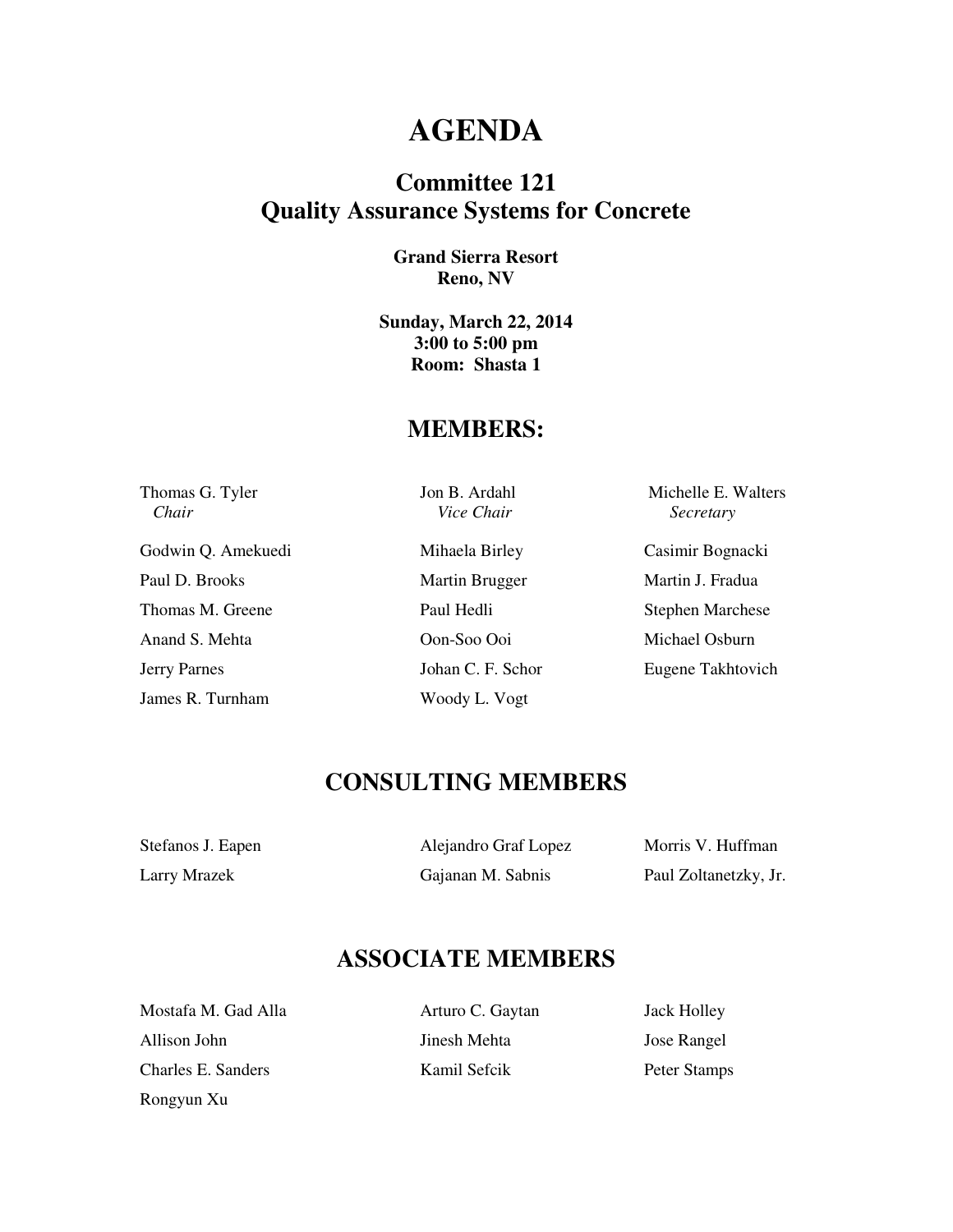# AGENDA

## Committee 121
## Quality Assurance Systems for Concrete

**Grand Sierra Resort**
**Reno, NV**

**Sunday, March 22, 2014**
**3:00 to 5:00 pm**
**Room: Shasta 1**

## MEMBERS:

| | | |
|---|---|---|
| Thomas G. Tyler<br>*Chair* | Jon B. Ardahl<br>*Vice Chair* | Michelle E. Walters<br>*Secretary* |
| Godwin Q. Amekuedi | Mihaela Birley | Casimir Bognacki |
| Paul D. Brooks | Martin Brugger | Martin J. Fradua |
| Thomas M. Greene | Paul Hedli | Stephen Marchese |
| Anand S. Mehta | Oon-Soo Ooi | Michael Osburn |
| Jerry Parnes | Johan C. F. Schor | Eugene Takhtovich |
| James R. Turnham | Woody L. Vogt | |

## CONSULTING MEMBERS

| | | |
|---|---|---|
| Stefanos J. Eapen | Alejandro Graf Lopez | Morris V. Huffman |
| Larry Mrazek | Gajanan M. Sabnis | Paul Zoltanetzky, Jr. |

## ASSOCIATE MEMBERS

| | | |
|---|---|---|
| Mostafa M. Gad Alla | Arturo C. Gaytan | Jack Holley |
| Allison John | Jinesh Mehta | Jose Rangel |
| Charles E. Sanders | Kamil Sefcik | Peter Stamps |
| Rongyun Xu | | |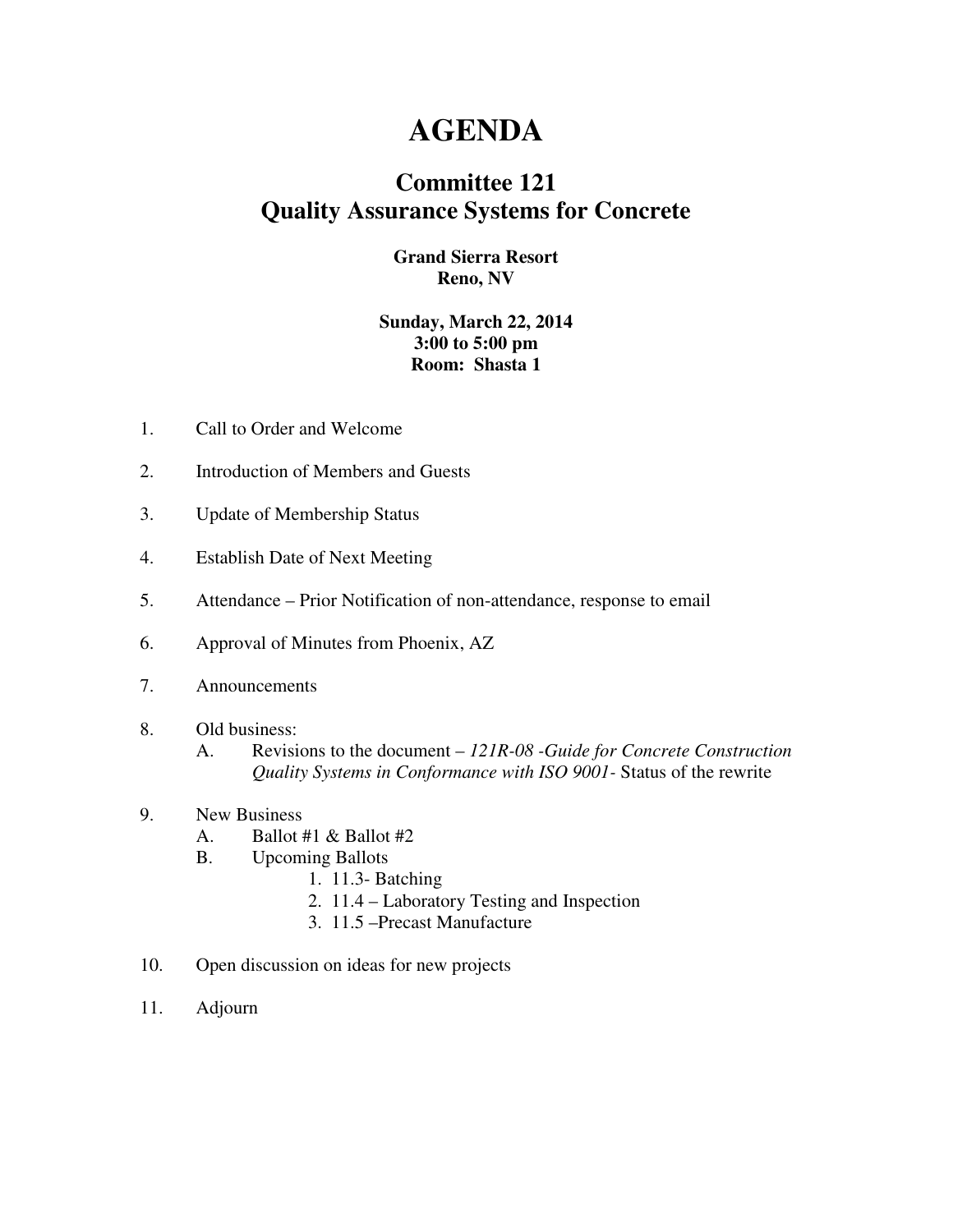# AGENDA

## Committee 121
## Quality Assurance Systems for Concrete

**Grand Sierra Resort**
**Reno, NV**

**Sunday, March 22, 2014**
**3:00 to 5:00 pm**
**Room: Shasta 1**

1. Call to Order and Welcome

2. Introduction of Members and Guests

3. Update of Membership Status

4. Establish Date of Next Meeting

5. Attendance – Prior Notification of non-attendance, response to email

6. Approval of Minutes from Phoenix, AZ

7. Announcements

8. Old business:
   - A. Revisions to the document – *121R-08 -Guide for Concrete Construction Quality Systems in Conformance with ISO 9001-* Status of the rewrite

9. New Business
   - A. Ballot #1 & Ballot #2
   - B. Upcoming Ballots
     1. 11.3- Batching
     2. 11.4 – Laboratory Testing and Inspection
     3. 11.5 –Precast Manufacture

10. Open discussion on ideas for new projects

11. Adjourn